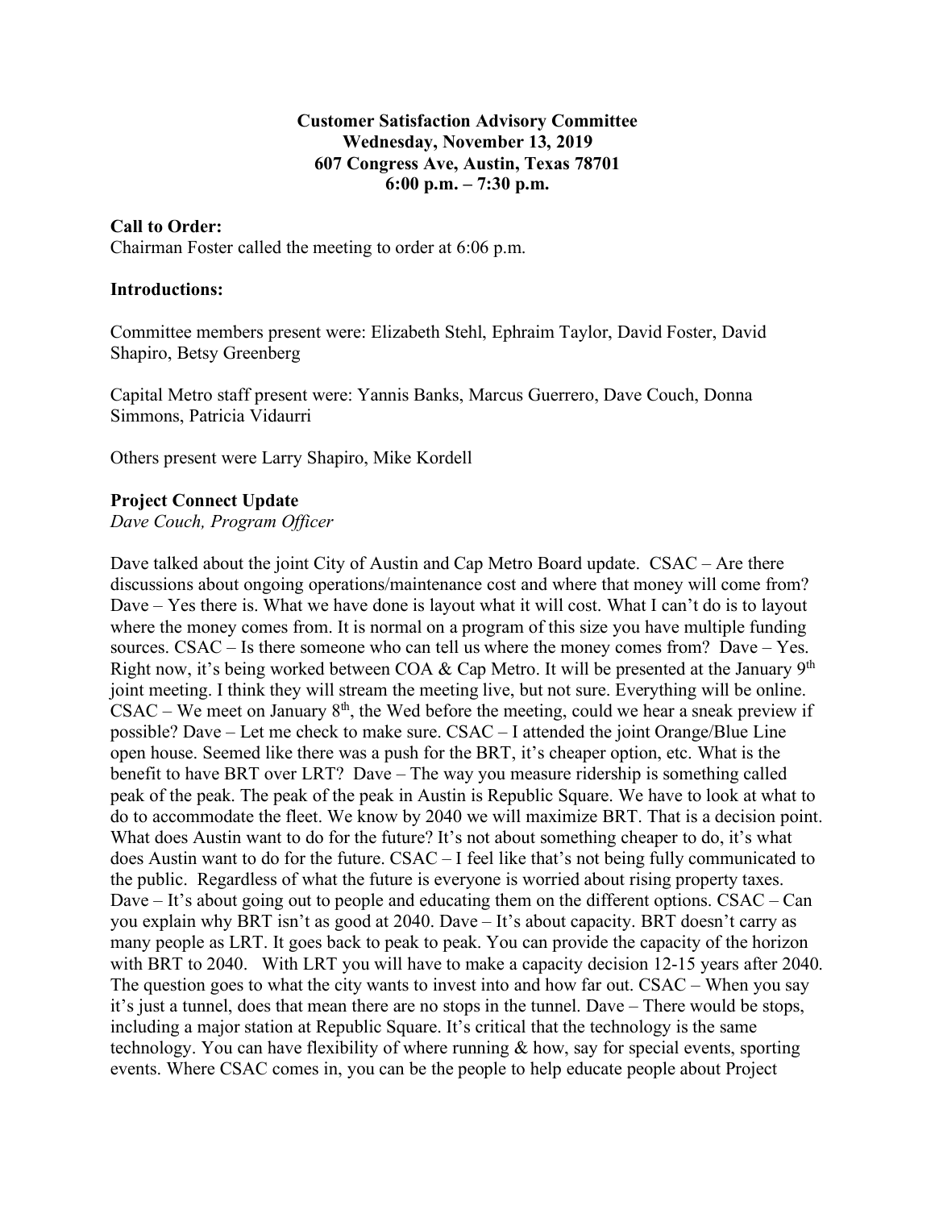**Customer Satisfaction Advisory Committee**
**Wednesday, November 13, 2019**
**607 Congress Ave, Austin, Texas 78701**
**6:00 p.m. – 7:30 p.m.**

**Call to Order:**
Chairman Foster called the meeting to order at 6:06 p.m.

**Introductions:**

Committee members present were: Elizabeth Stehl, Ephraim Taylor, David Foster, David Shapiro, Betsy Greenberg

Capital Metro staff present were: Yannis Banks, Marcus Guerrero, Dave Couch, Donna Simmons, Patricia Vidaurri

Others present were Larry Shapiro, Mike Kordell

**Project Connect Update**
*Dave Couch, Program Officer*

Dave talked about the joint City of Austin and Cap Metro Board update. CSAC – Are there discussions about ongoing operations/maintenance cost and where that money will come from? Dave – Yes there is. What we have done is layout what it will cost. What I can't do is to layout where the money comes from. It is normal on a program of this size you have multiple funding sources. CSAC – Is there someone who can tell us where the money comes from? Dave – Yes. Right now, it's being worked between COA & Cap Metro. It will be presented at the January 9th joint meeting. I think they will stream the meeting live, but not sure. Everything will be online. CSAC – We meet on January 8th, the Wed before the meeting, could we hear a sneak preview if possible? Dave – Let me check to make sure. CSAC – I attended the joint Orange/Blue Line open house. Seemed like there was a push for the BRT, it's cheaper option, etc. What is the benefit to have BRT over LRT? Dave – The way you measure ridership is something called peak of the peak. The peak of the peak in Austin is Republic Square. We have to look at what to do to accommodate the fleet. We know by 2040 we will maximize BRT. That is a decision point. What does Austin want to do for the future? It's not about something cheaper to do, it's what does Austin want to do for the future. CSAC – I feel like that's not being fully communicated to the public. Regardless of what the future is everyone is worried about rising property taxes. Dave – It's about going out to people and educating them on the different options. CSAC – Can you explain why BRT isn't as good at 2040. Dave – It's about capacity. BRT doesn't carry as many people as LRT. It goes back to peak to peak. You can provide the capacity of the horizon with BRT to 2040. With LRT you will have to make a capacity decision 12-15 years after 2040. The question goes to what the city wants to invest into and how far out. CSAC – When you say it's just a tunnel, does that mean there are no stops in the tunnel. Dave – There would be stops, including a major station at Republic Square. It's critical that the technology is the same technology. You can have flexibility of where running & how, say for special events, sporting events. Where CSAC comes in, you can be the people to help educate people about Project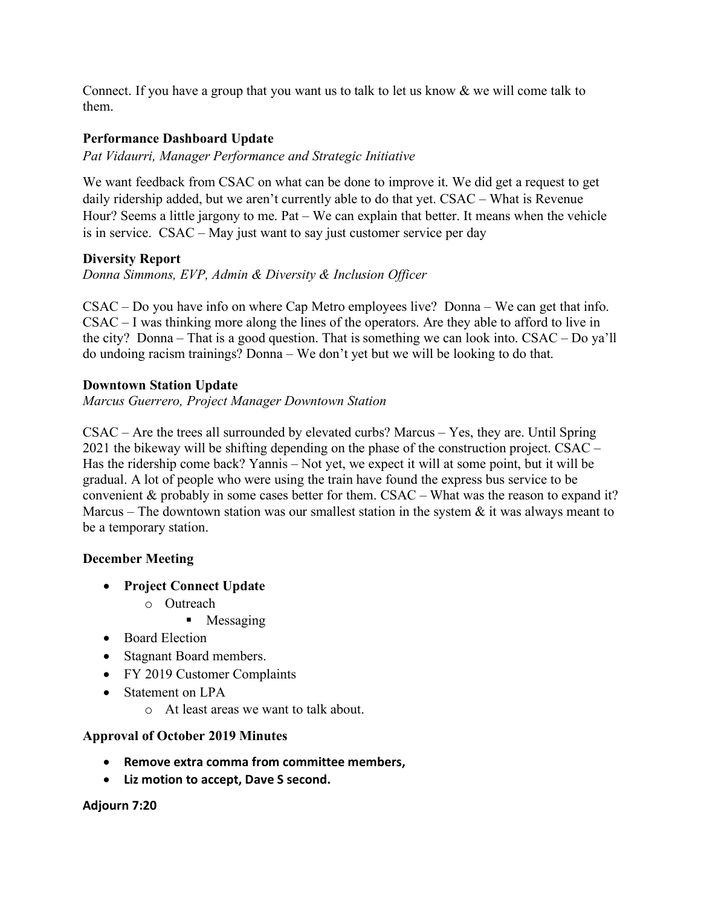Connect. If you have a group that you want us to talk to let us know & we will come talk to them.

### Performance Dashboard Update

*Pat Vidaurri, Manager Performance and Strategic Initiative*

We want feedback from CSAC on what can be done to improve it. We did get a request to get daily ridership added, but we aren't currently able to do that yet. CSAC – What is Revenue Hour? Seems a little jargony to me. Pat – We can explain that better. It means when the vehicle is in service. CSAC – May just want to say just customer service per day

### Diversity Report

*Donna Simmons, EVP, Admin & Diversity & Inclusion Officer*

CSAC – Do you have info on where Cap Metro employees live? Donna – We can get that info. CSAC – I was thinking more along the lines of the operators. Are they able to afford to live in the city? Donna – That is a good question. That is something we can look into. CSAC – Do ya'll do undoing racism trainings? Donna – We don't yet but we will be looking to do that.

### Downtown Station Update

*Marcus Guerrero, Project Manager Downtown Station*

CSAC – Are the trees all surrounded by elevated curbs? Marcus – Yes, they are. Until Spring 2021 the bikeway will be shifting depending on the phase of the construction project. CSAC – Has the ridership come back? Yannis – Not yet, we expect it will at some point, but it will be gradual. A lot of people who were using the train have found the express bus service to be convenient & probably in some cases better for them. CSAC – What was the reason to expand it? Marcus – The downtown station was our smallest station in the system & it was always meant to be a temporary station.

### December Meeting

- **Project Connect Update**
  - Outreach
    - Messaging
- Board Election
- Stagnant Board members.
- FY 2019 Customer Complaints
- Statement on LPA
  - At least areas we want to talk about.

### Approval of October 2019 Minutes

- **Remove extra comma from committee members,**
- **Liz motion to accept, Dave S second.**

**Adjourn 7:20**